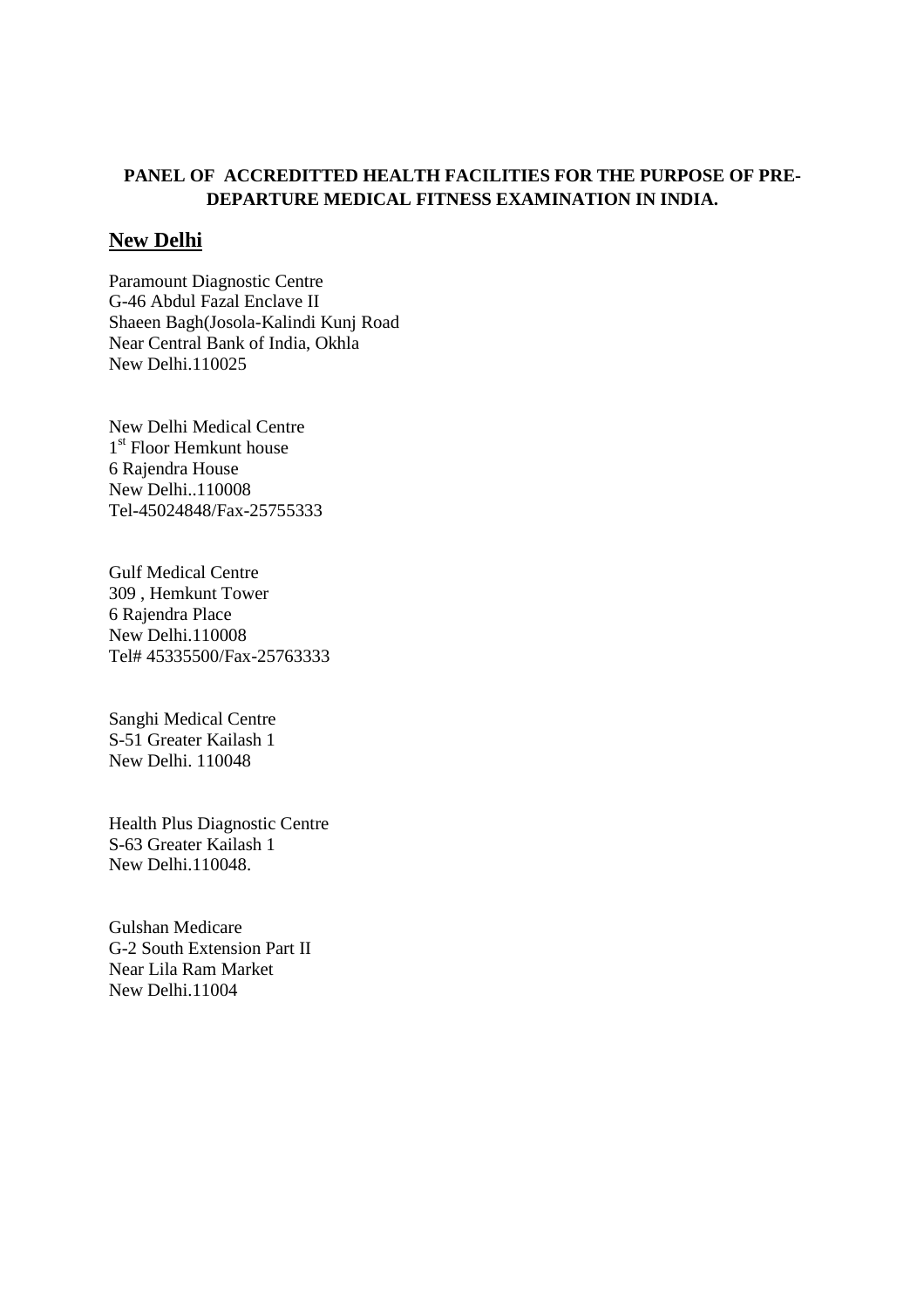**PANEL OF ACCREDITTED HEALTH FACILITIES FOR THE PURPOSE OF PRE-DEPARTURE MEDICAL FITNESS EXAMINATION IN INDIA.**

## New Delhi

Paramount Diagnostic Centre
G-46 Abdul Fazal Enclave II
Shaeen Bagh(Josola-Kalindi Kunj Road
Near Central Bank of India, Okhla
New Delhi.110025

New Delhi Medical Centre
1st Floor Hemkunt house
6 Rajendra House
New Delhi..110008
Tel-45024848/Fax-25755333

Gulf Medical Centre
309 , Hemkunt Tower
6 Rajendra Place
New Delhi.110008
Tel# 45335500/Fax-25763333

Sanghi Medical Centre
S-51 Greater Kailash 1
New Delhi. 110048

Health Plus Diagnostic Centre
S-63 Greater Kailash 1
New Delhi.110048.

Gulshan Medicare
G-2 South Extension Part II
Near Lila Ram Market
New Delhi.11004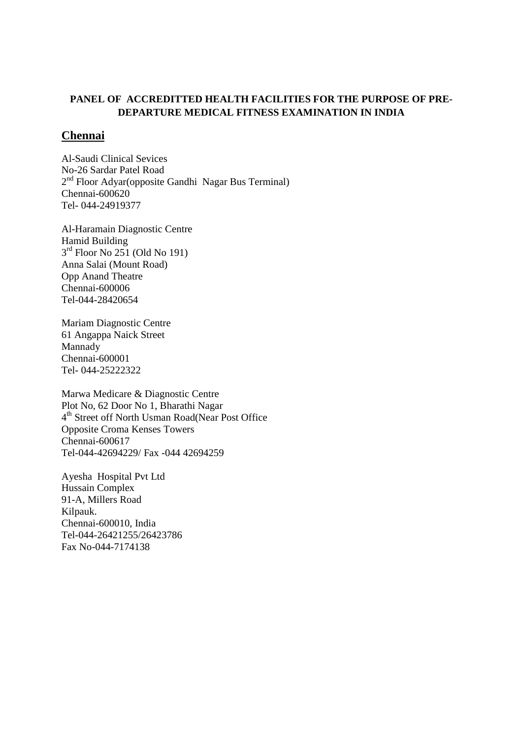**PANEL OF ACCREDITTED HEALTH FACILITIES FOR THE PURPOSE OF PRE-DEPARTURE MEDICAL FITNESS EXAMINATION IN INDIA**

## Chennai

Al-Saudi Clinical Sevices
No-26 Sardar Patel Road
2nd Floor Adyar(opposite Gandhi Nagar Bus Terminal)
Chennai-600620
Tel- 044-24919377

Al-Haramain Diagnostic Centre
Hamid Building
3rd Floor No 251 (Old No 191)
Anna Salai (Mount Road)
Opp Anand Theatre
Chennai-600006
Tel-044-28420654

Mariam Diagnostic Centre
61 Angappa Naick Street
Mannady
Chennai-600001
Tel- 044-25222322

Marwa Medicare & Diagnostic Centre
Plot No, 62 Door No 1, Bharathi Nagar
4th Street off North Usman Road(Near Post Office
Opposite Croma Kenses Towers
Chennai-600617
Tel-044-42694229/ Fax -044 42694259

Ayesha Hospital Pvt Ltd
Hussain Complex
91-A, Millers Road
Kilpauk.
Chennai-600010, India
Tel-044-26421255/26423786
Fax No-044-7174138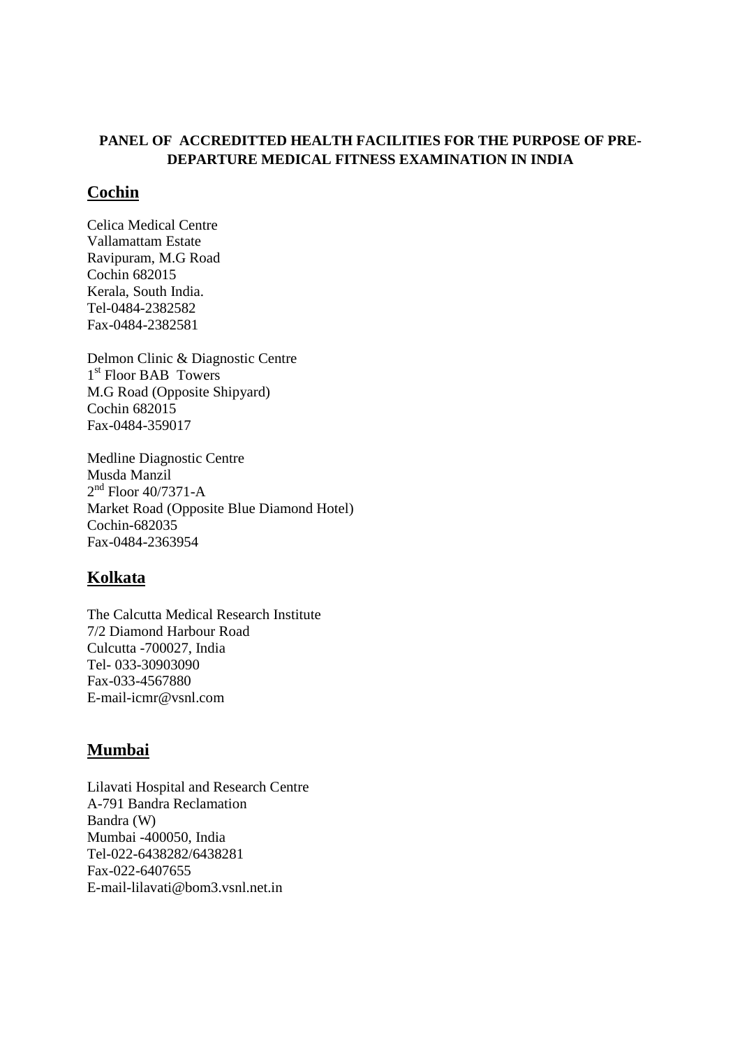**PANEL OF ACCREDITTED HEALTH FACILITIES FOR THE PURPOSE OF PRE-DEPARTURE MEDICAL FITNESS EXAMINATION IN INDIA**

## Cochin

Celica Medical Centre
Vallamattam Estate
Ravipuram, M.G Road
Cochin 682015
Kerala, South India.
Tel-0484-2382582
Fax-0484-2382581

Delmon Clinic & Diagnostic Centre
1st Floor BAB Towers
M.G Road (Opposite Shipyard)
Cochin 682015
Fax-0484-359017

Medline Diagnostic Centre
Musda Manzil
2nd Floor 40/7371-A
Market Road (Opposite Blue Diamond Hotel)
Cochin-682035
Fax-0484-2363954

## Kolkata

The Calcutta Medical Research Institute
7/2 Diamond Harbour Road
Culcutta -700027, India
Tel- 033-30903090
Fax-033-4567880
E-mail-icmr@vsnl.com

## Mumbai

Lilavati Hospital and Research Centre
A-791 Bandra Reclamation
Bandra (W)
Mumbai -400050, India
Tel-022-6438282/6438281
Fax-022-6407655
E-mail-lilavati@bom3.vsnl.net.in